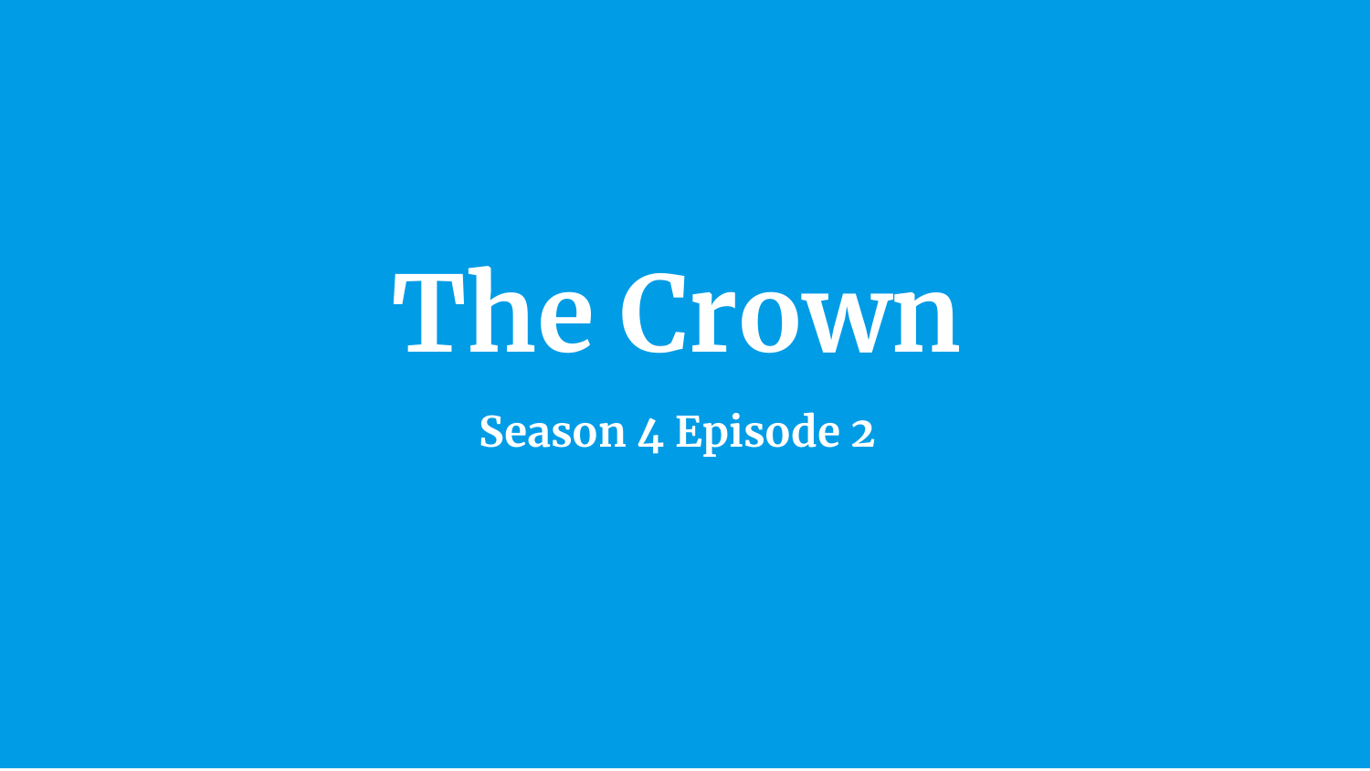# The Crown

## Season 4 Episode 2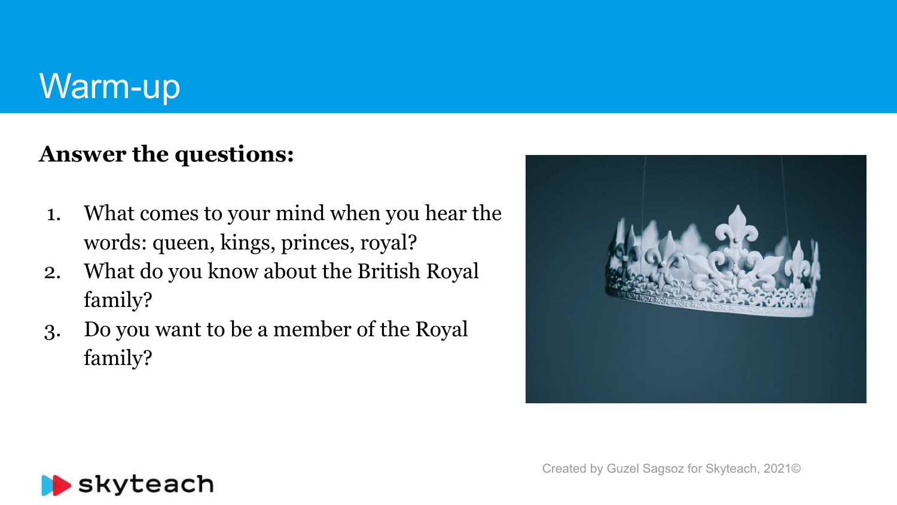# Warm-up

**Answer the questions:**

1. What comes to your mind when you hear the words: queen, kings, princes, royal?
2. What do you know about the British Royal family?
3. Do you want to be a member of the Royal family?

Created by Guzel Sagsoz for Skyteach, 2021©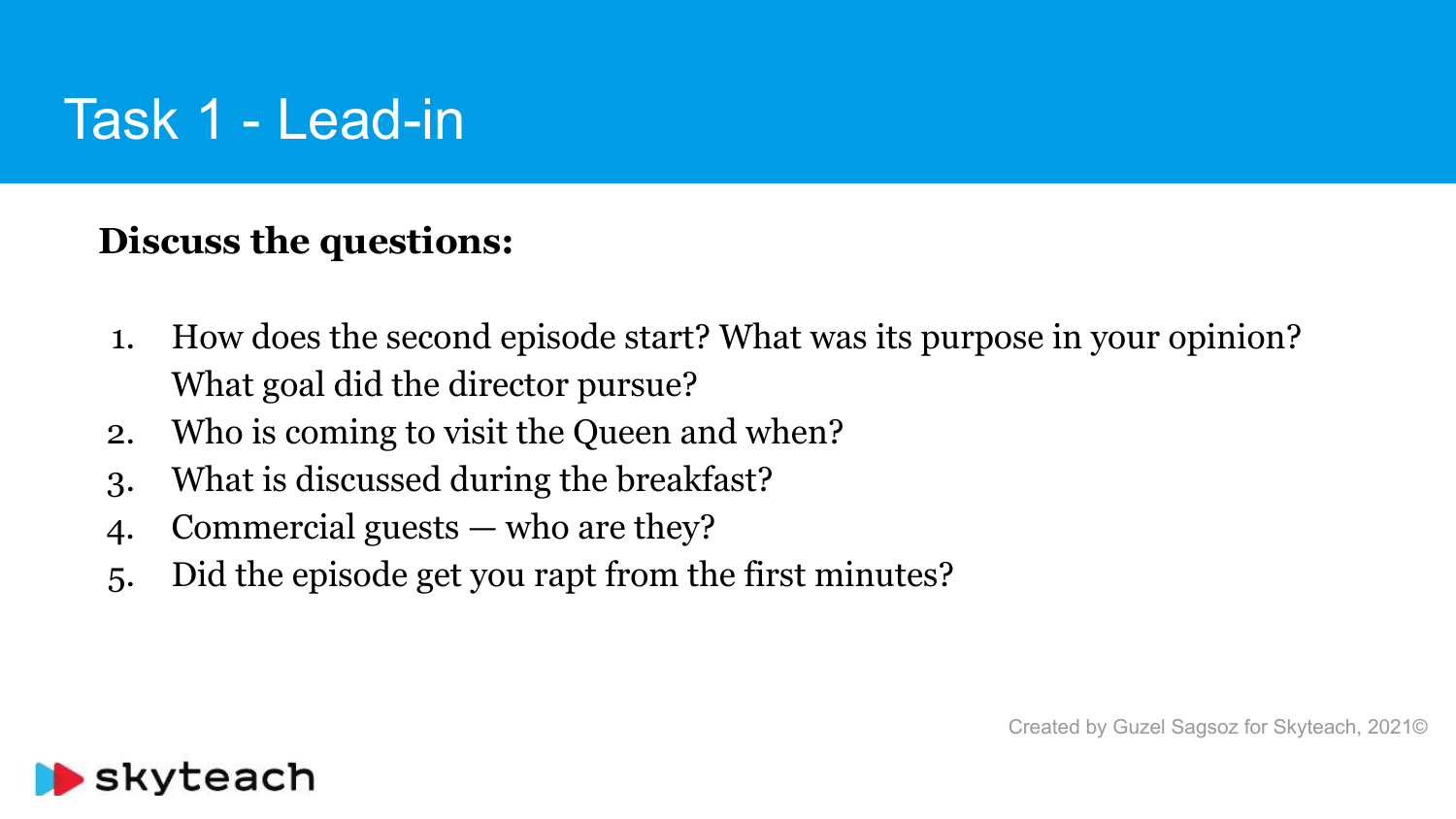# Task 1 - Lead-in

**Discuss the questions:**

1. How does the second episode start? What was its purpose in your opinion? What goal did the director pursue?
2. Who is coming to visit the Queen and when?
3. What is discussed during the breakfast?
4. Commercial guests — who are they?
5. Did the episode get you rapt from the first minutes?

Created by Guzel Sagsoz for Skyteach, 2021©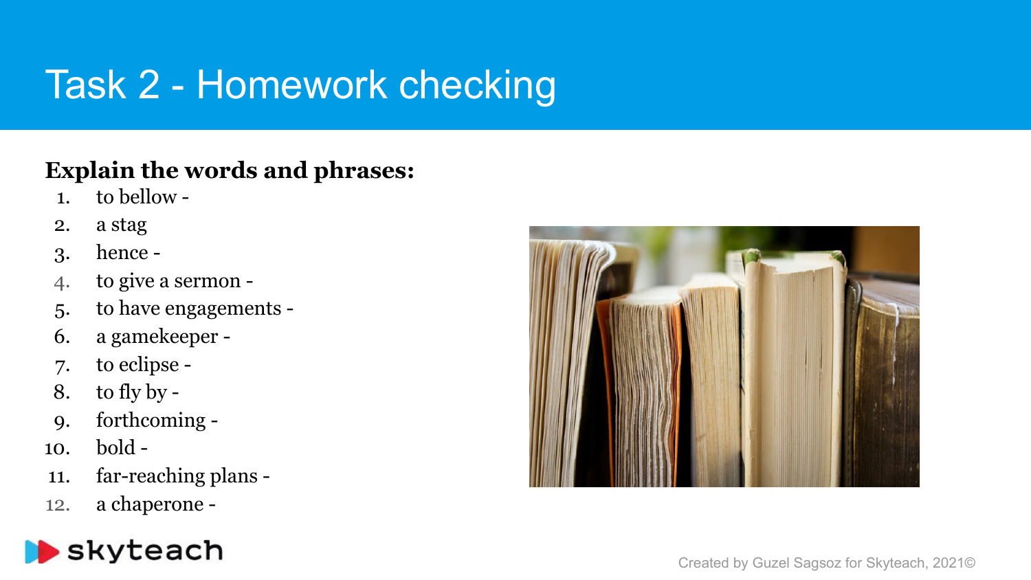# Task 2 - Homework checking

**Explain the words and phrases:**

1. to bellow -
2. a stag
3. hence -
4. to give a sermon -
5. to have engagements -
6. a gamekeeper -
7. to eclipse -
8. to fly by -
9. forthcoming -
10. bold -
11. far-reaching plans -
12. a chaperone -

skyteach

Created by Guzel Sagsoz for Skyteach, 2021©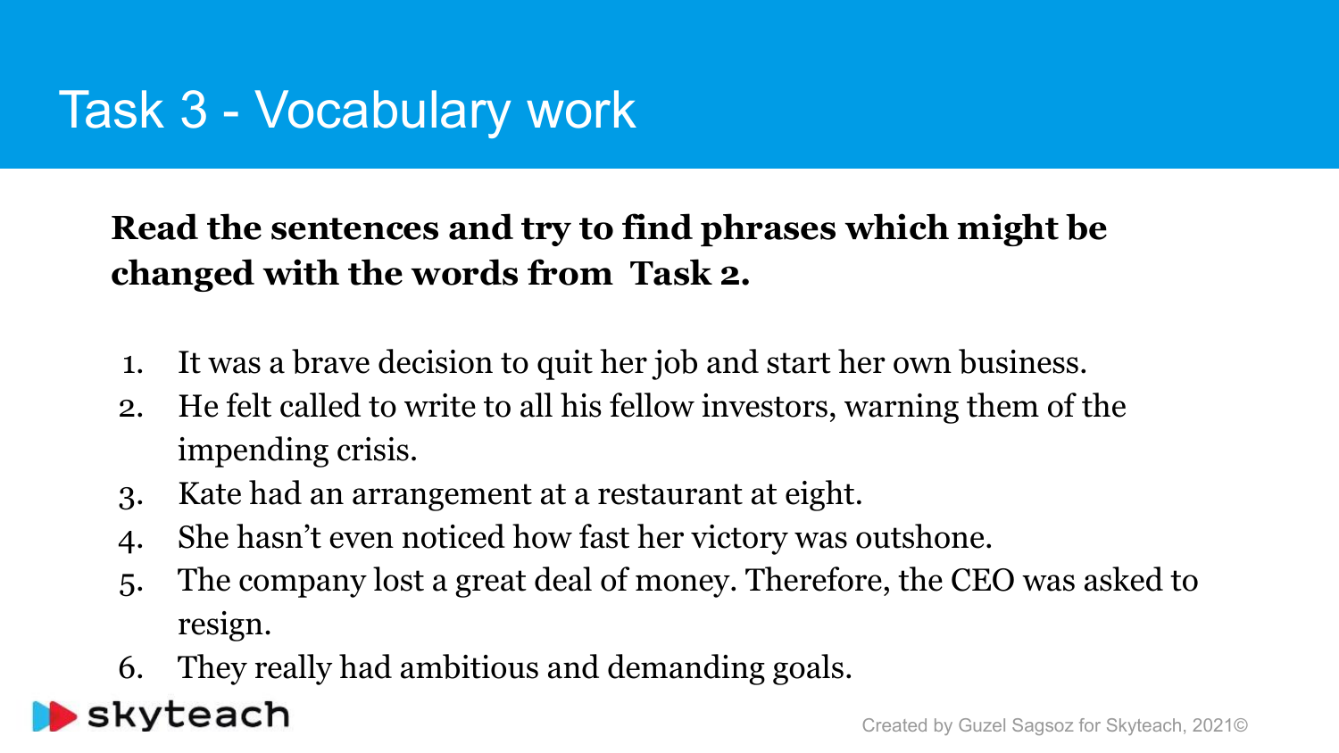# Task 3 - Vocabulary work

**Read the sentences and try to find phrases which might be changed with the words from Task 2.**

1. It was a brave decision to quit her job and start her own business.
2. He felt called to write to all his fellow investors, warning them of the impending crisis.
3. Kate had an arrangement at a restaurant at eight.
4. She hasn't even noticed how fast her victory was outshone.
5. The company lost a great deal of money. Therefore, the CEO was asked to resign.
6. They really had ambitious and demanding goals.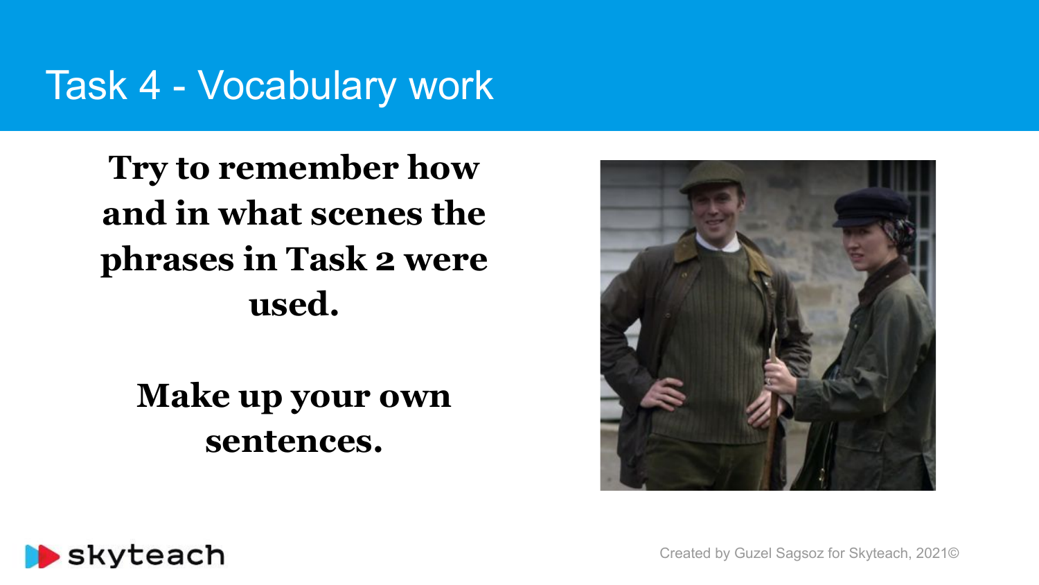# Task 4 - Vocabulary work

**Try to remember how and in what scenes the phrases in Task 2 were used.**

**Make up your own sentences.**

Created by Guzel Sagsoz for Skyteach, 2021©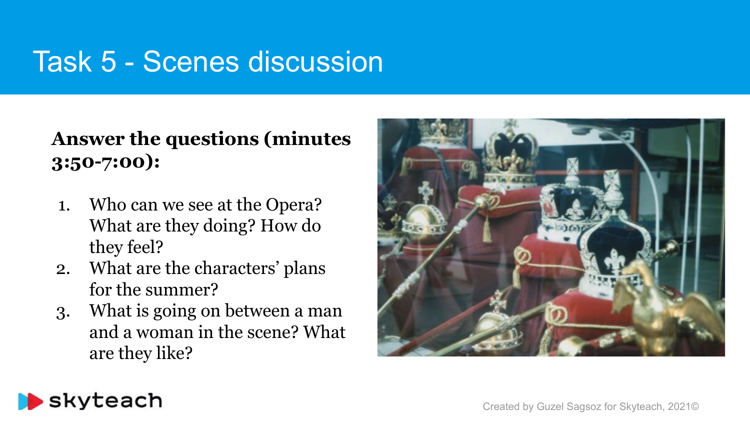# Task 5 - Scenes discussion

**Answer the questions (minutes 3:50-7:00):**

1. Who can we see at the Opera? What are they doing? How do they feel?
2. What are the characters' plans for the summer?
3. What is going on between a man and a woman in the scene? What are they like?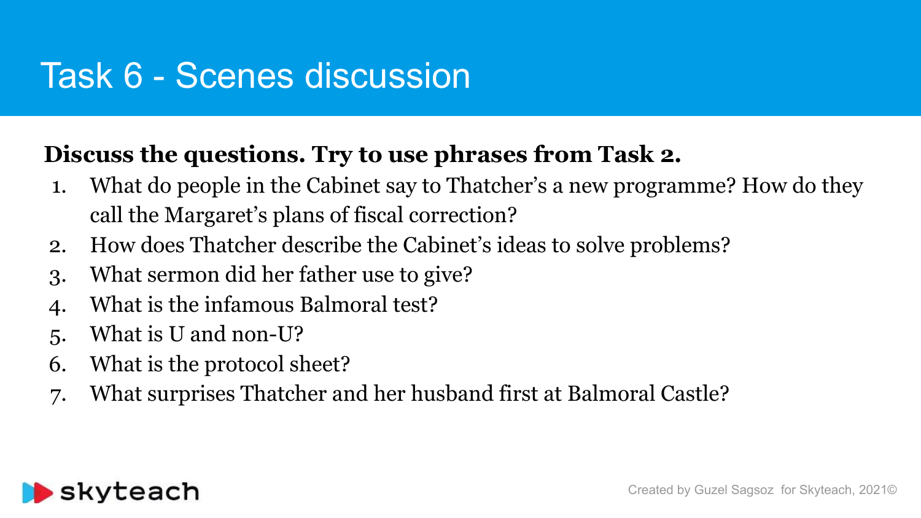# Task 6 - Scenes discussion

**Discuss the questions. Try to use phrases from Task 2.**

1. What do people in the Cabinet say to Thatcher's a new programme? How do they call the Margaret's plans of fiscal correction?
2. How does Thatcher describe the Cabinet's ideas to solve problems?
3. What sermon did her father use to give?
4. What is the infamous Balmoral test?
5. What is U and non-U?
6. What is the protocol sheet?
7. What surprises Thatcher and her husband first at Balmoral Castle?

skyteach

Created by Guzel Sagsoz for Skyteach, 2021©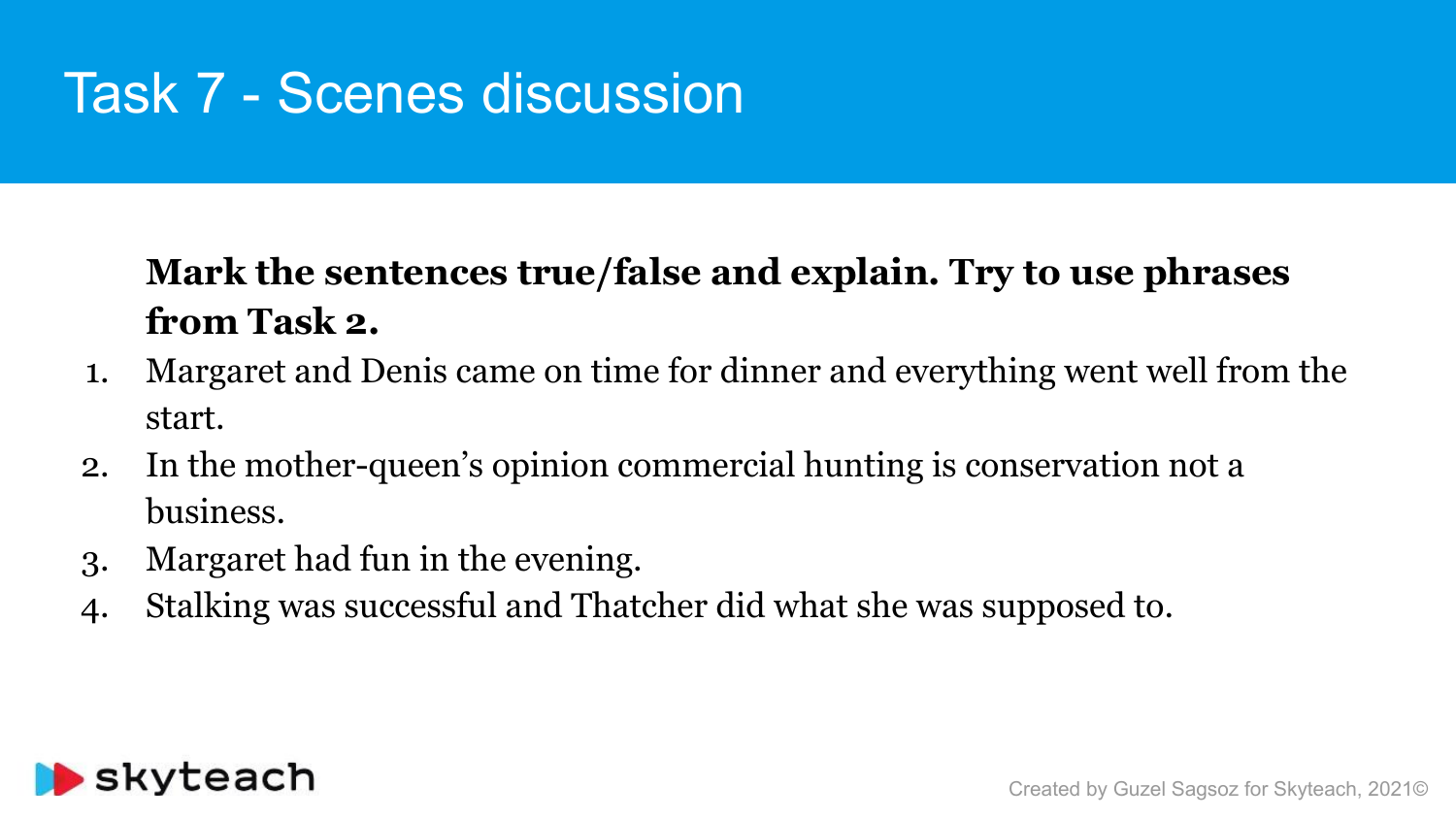# Task 7 - Scenes discussion

**Mark the sentences true/false and explain. Try to use phrases from Task 2.**

1. Margaret and Denis came on time for dinner and everything went well from the start.
2. In the mother-queen's opinion commercial hunting is conservation not a business.
3. Margaret had fun in the evening.
4. Stalking was successful and Thatcher did what she was supposed to.

Created by Guzel Sagsoz for Skyteach, 2021©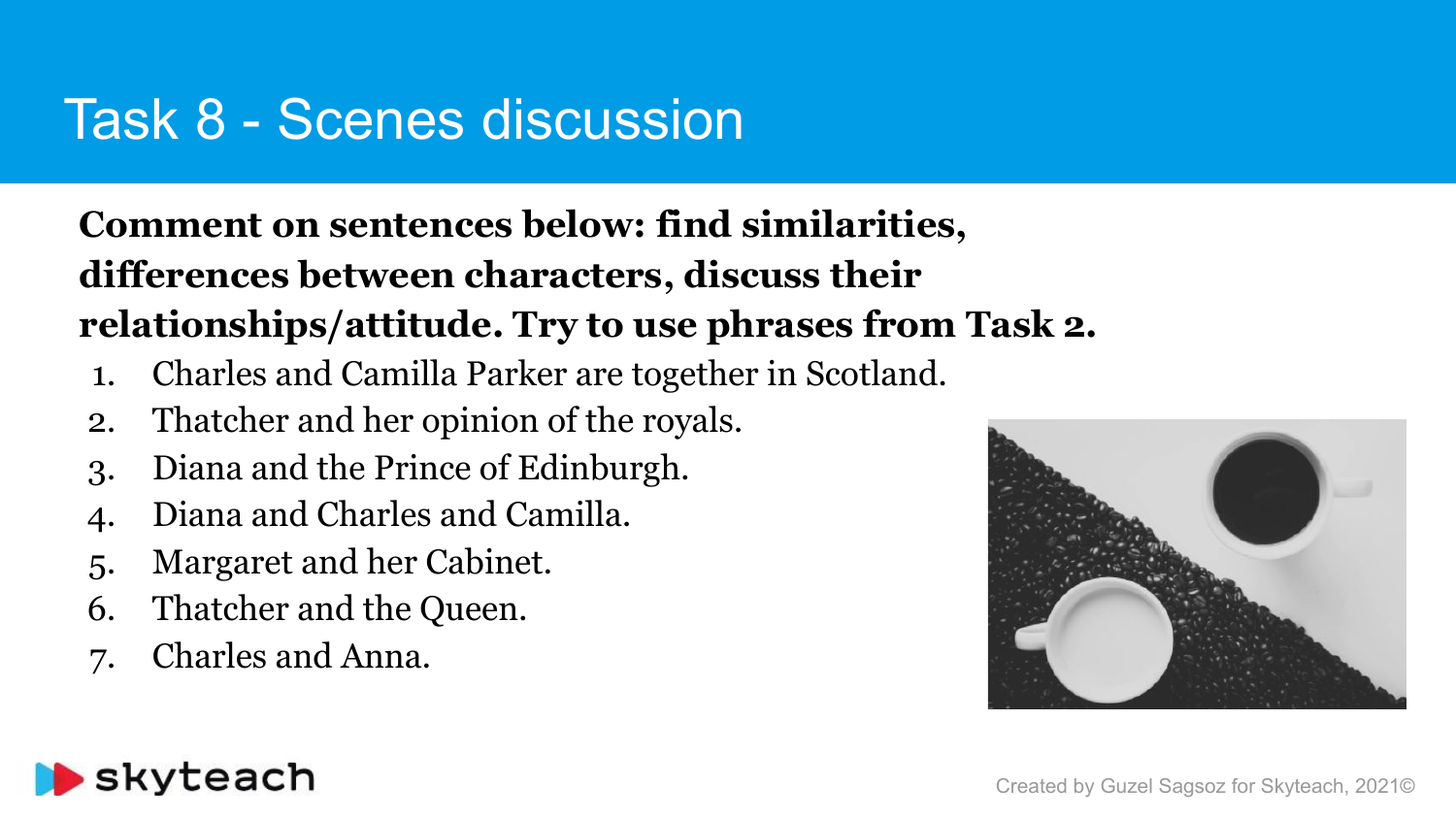# Task 8 - Scenes discussion

**Comment on sentences below: find similarities, differences between characters, discuss their relationships/attitude. Try to use phrases from Task 2.**

1. Charles and Camilla Parker are together in Scotland.
2. Thatcher and her opinion of the royals.
3. Diana and the Prince of Edinburgh.
4. Diana and Charles and Camilla.
5. Margaret and her Cabinet.
6. Thatcher and the Queen.
7. Charles and Anna.

Created by Guzel Sagsoz for Skyteach, 2021©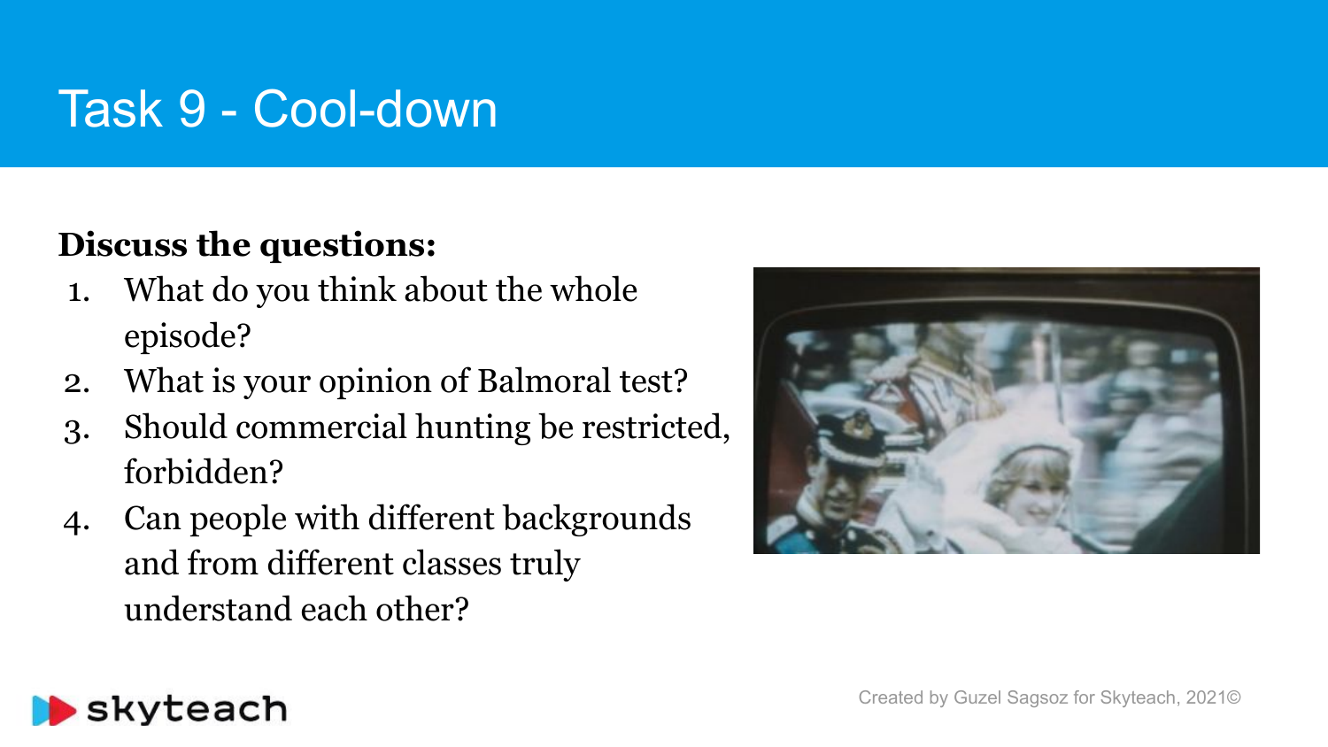# Task 9 - Cool-down

**Discuss the questions:**

1. What do you think about the whole episode?
2. What is your opinion of Balmoral test?
3. Should commercial hunting be restricted, forbidden?
4. Can people with different backgrounds and from different classes truly understand each other?

Created by Guzel Sagsoz for Skyteach, 2021©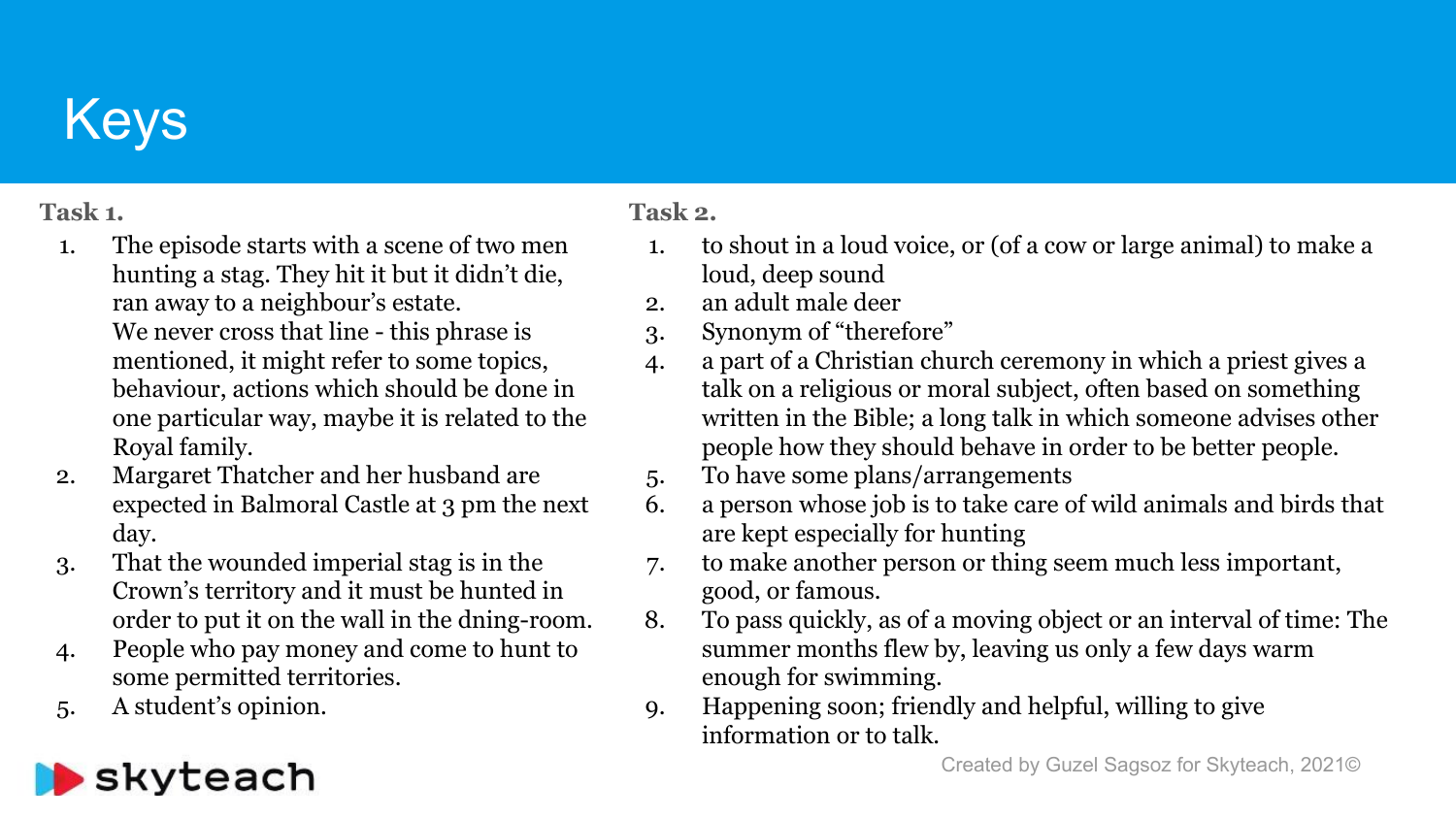# Keys

**Task 1.**

1. The episode starts with a scene of two men hunting a stag. They hit it but it didn't die, ran away to a neighbour's estate.
   We never cross that line - this phrase is mentioned, it might refer to some topics, behaviour, actions which should be done in one particular way, maybe it is related to the Royal family.
2. Margaret Thatcher and her husband are expected in Balmoral Castle at 3 pm the next day.
3. That the wounded imperial stag is in the Crown's territory and it must be hunted in order to put it on the wall in the dning-room.
4. People who pay money and come to hunt to some permitted territories.
5. A student's opinion.

**Task 2.**

1. to shout in a loud voice, or (of a cow or large animal) to make a loud, deep sound
2. an adult male deer
3. Synonym of "therefore"
4. a part of a Christian church ceremony in which a priest gives a talk on a religious or moral subject, often based on something written in the Bible; a long talk in which someone advises other people how they should behave in order to be better people.
5. To have some plans/arrangements
6. a person whose job is to take care of wild animals and birds that are kept especially for hunting
7. to make another person or thing seem much less important, good, or famous.
8. To pass quickly, as of a moving object or an interval of time: The summer months flew by, leaving us only a few days warm enough for swimming.
9. Happening soon; friendly and helpful, willing to give information or to talk.

skyteach

Created by Guzel Sagsoz for Skyteach, 2021©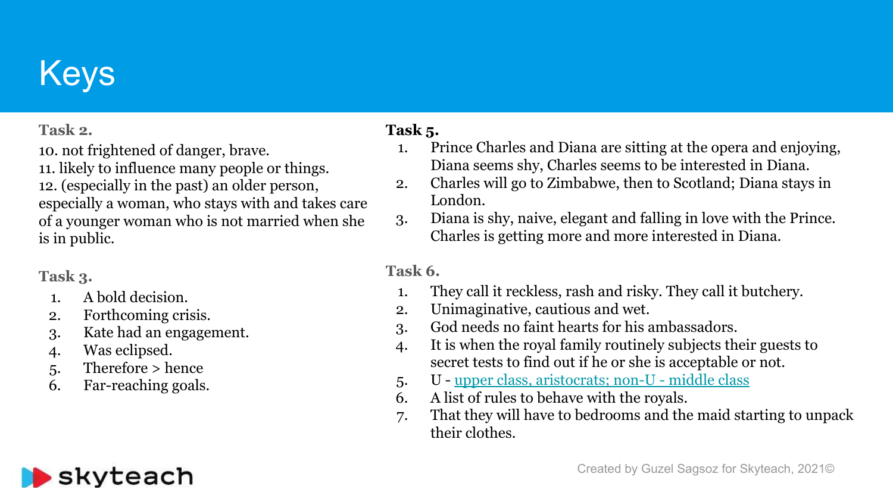# Keys

### Task 2.

10. not frightened of danger, brave.
11. likely to influence many people or things.
12. (especially in the past) an older person, especially a woman, who stays with and takes care of a younger woman who is not married when she is in public.

### Task 3.

1. A bold decision.
2. Forthcoming crisis.
3. Kate had an engagement.
4. Was eclipsed.
5. Therefore > hence
6. Far-reaching goals.

### Task 5.

1. Prince Charles and Diana are sitting at the opera and enjoying, Diana seems shy, Charles seems to be interested in Diana.
2. Charles will go to Zimbabwe, then to Scotland; Diana stays in London.
3. Diana is shy, naive, elegant and falling in love with the Prince. Charles is getting more and more interested in Diana.

### Task 6.

1. They call it reckless, rash and risky. They call it butchery.
2. Unimaginative, cautious and wet.
3. God needs no faint hearts for his ambassadors.
4. It is when the royal family routinely subjects their guests to secret tests to find out if he or she is acceptable or not.
5. U - upper class, aristocrats; non-U - middle class
6. A list of rules to behave with the royals.
7. That they will have to bedrooms and the maid starting to unpack their clothes.

Created by Guzel Sagsoz for Skyteach, 2021©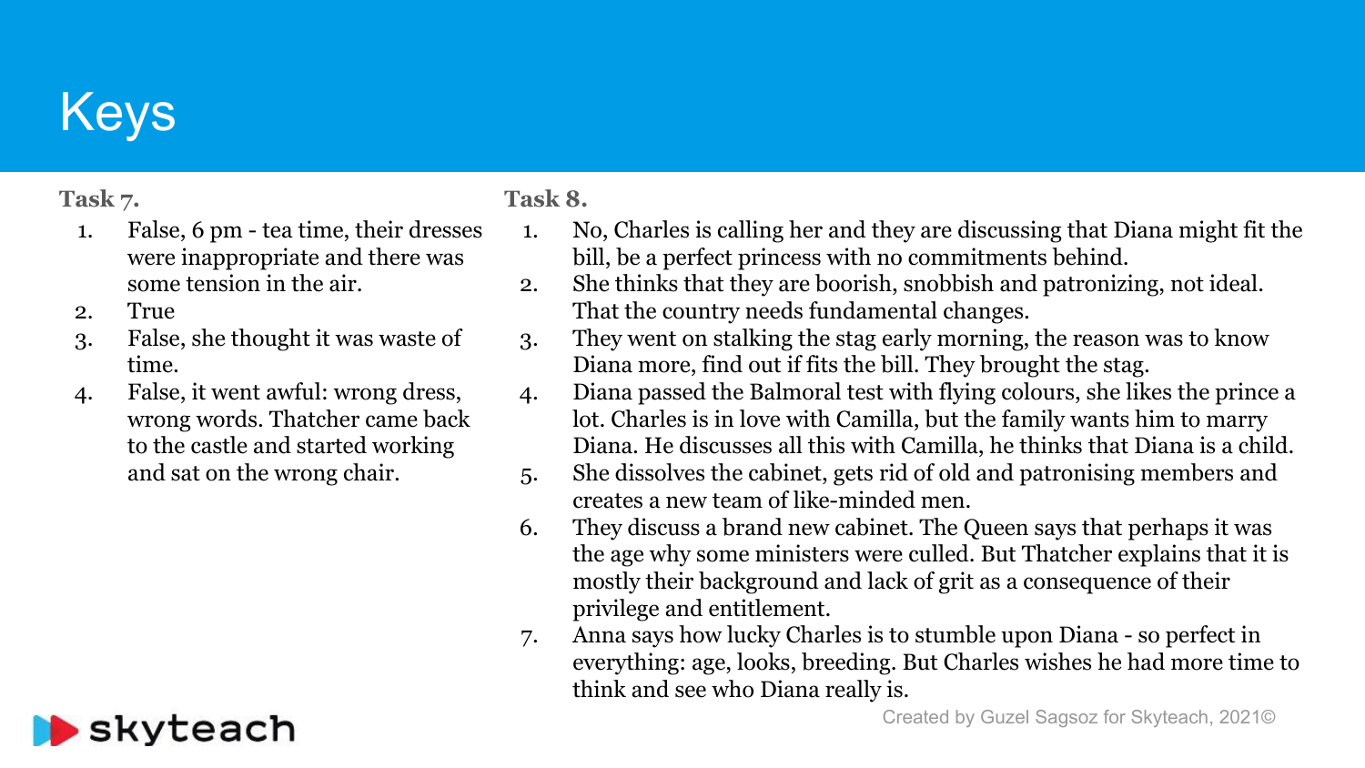# Keys

**Task 7.**

1. False, 6 pm - tea time, their dresses were inappropriate and there was some tension in the air.
2. True
3. False, she thought it was waste of time.
4. False, it went awful: wrong dress, wrong words. Thatcher came back to the castle and started working and sat on the wrong chair.

**Task 8.**

1. No, Charles is calling her and they are discussing that Diana might fit the bill, be a perfect princess with no commitments behind.
2. She thinks that they are boorish, snobbish and patronizing, not ideal. That the country needs fundamental changes.
3. They went on stalking the stag early morning, the reason was to know Diana more, find out if fits the bill. They brought the stag.
4. Diana passed the Balmoral test with flying colours, she likes the prince a lot. Charles is in love with Camilla, but the family wants him to marry Diana. He discusses all this with Camilla, he thinks that Diana is a child.
5. She dissolves the cabinet, gets rid of old and patronising members and creates a new team of like-minded men.
6. They discuss a brand new cabinet. The Queen says that perhaps it was the age why some ministers were culled. But Thatcher explains that it is mostly their background and lack of grit as a consequence of their privilege and entitlement.
7. Anna says how lucky Charles is to stumble upon Diana - so perfect in everything: age, looks, breeding. But Charles wishes he had more time to think and see who Diana really is.

skyteach

Created by Guzel Sagsoz for Skyteach, 2021©